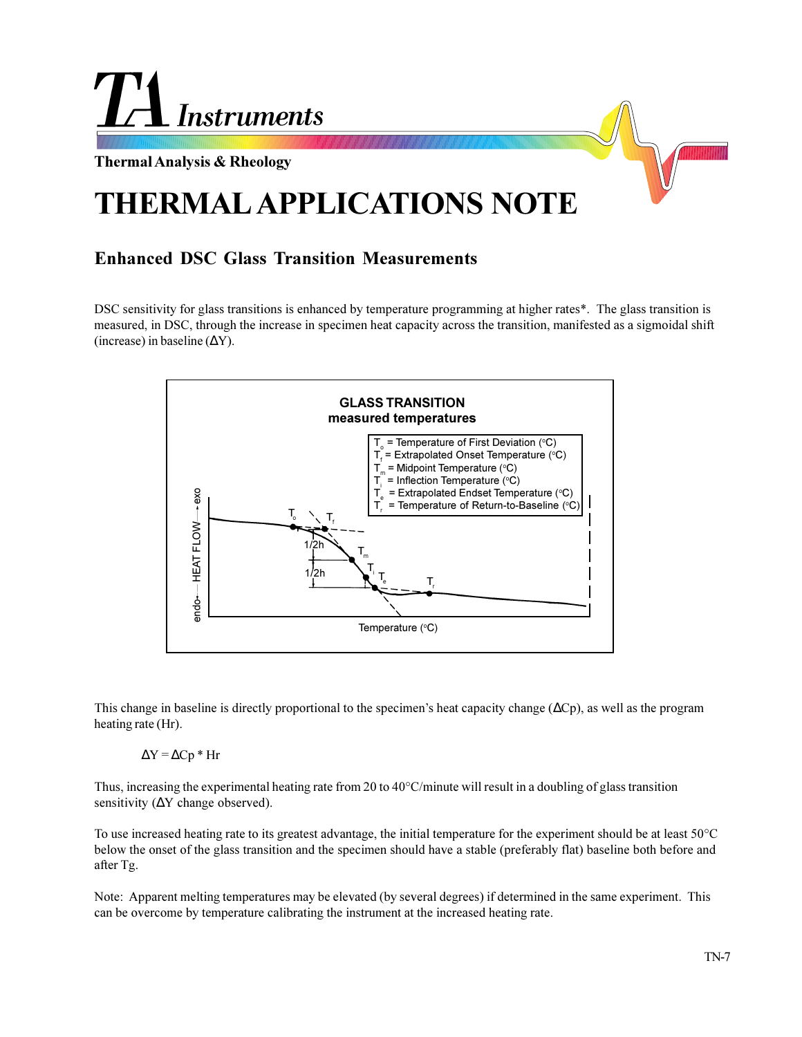# TA Instruments

Thermal Analysis & Rheology

# THERMAL APPLICATIONS NOTE

## Enhanced DSC Glass Transition Measurements

DSC sensitivity for glass transitions is enhanced by temperature programming at higher rates*. The glass transition is measured, in DSC, through the increase in specimen heat capacity across the transition, manifested as a sigmoidal shift (increase) in baseline (ΔY).

**GLASS TRANSITION**
**measured temperatures**

$T_o$ = Temperature of First Deviation (°C)
$T_f$ = Extrapolated Onset Temperature (°C)
$T_m$ = Midpoint Temperature (°C)
$T_i$ = Inflection Temperature (°C)
$T_e$ = Extrapolated Endset Temperature (°C)
$T_r$ = Temperature of Return-to-Baseline (°C)

This change in baseline is directly proportional to the specimen's heat capacity change (ΔCp), as well as the program heating rate (Hr).

$$\Delta Y = \Delta Cp * Hr$$

Thus, increasing the experimental heating rate from 20 to 40°C/minute will result in a doubling of glass transition sensitivity (ΔY change observed).

To use increased heating rate to its greatest advantage, the initial temperature for the experiment should be at least 50°C below the onset of the glass transition and the specimen should have a stable (preferably flat) baseline both before and after Tg.

Note: Apparent melting temperatures may be elevated (by several degrees) if determined in the same experiment. This can be overcome by temperature calibrating the instrument at the increased heating rate.

TN-7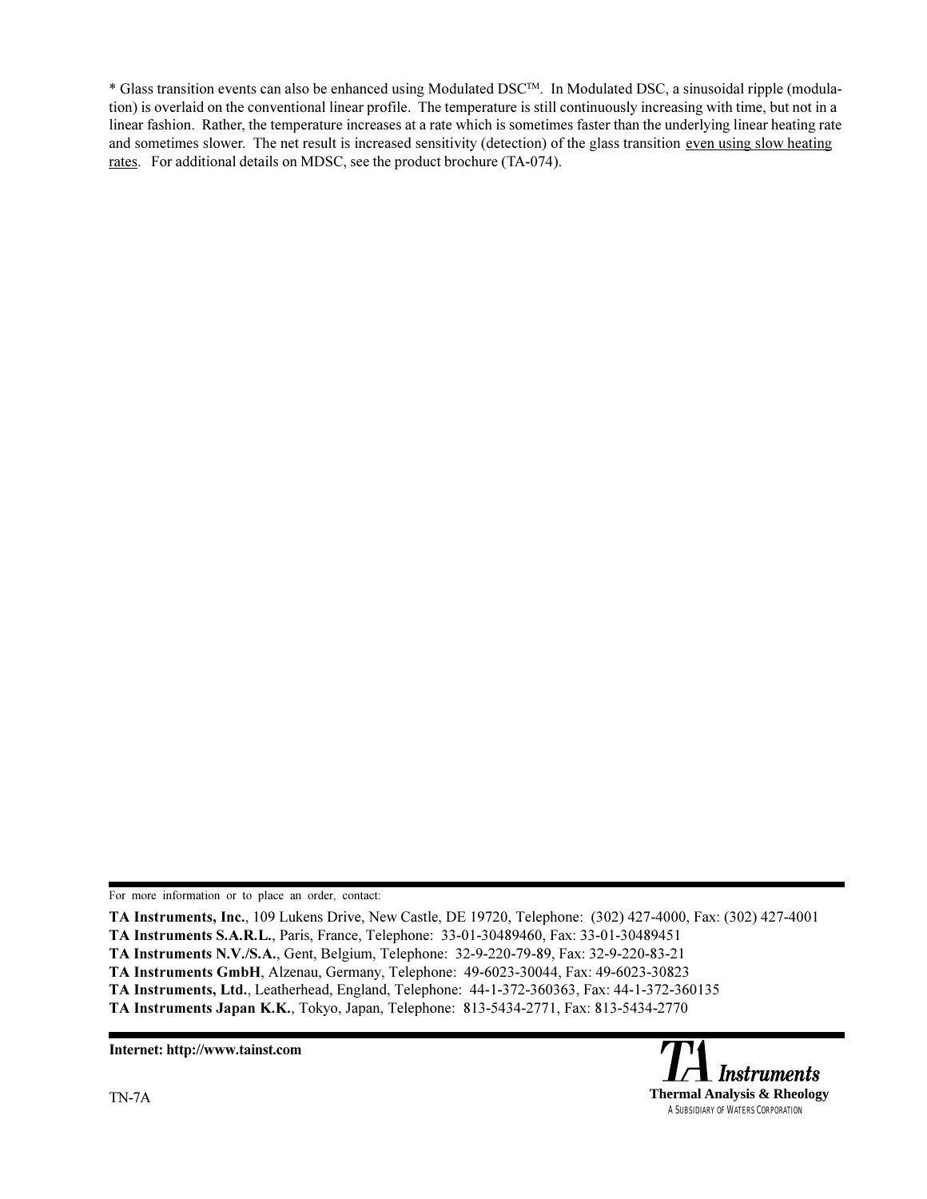* Glass transition events can also be enhanced using Modulated DSC™. In Modulated DSC, a sinusoidal ripple (modulation) is overlaid on the conventional linear profile. The temperature is still continuously increasing with time, but not in a linear fashion. Rather, the temperature increases at a rate which is sometimes faster than the underlying linear heating rate and sometimes slower. The net result is increased sensitivity (detection) of the glass transition <u>even using slow heating rates</u>. For additional details on MDSC, see the product brochure (TA-074).

For more information or to place an order, contact:

**TA Instruments, Inc.**, 109 Lukens Drive, New Castle, DE 19720, Telephone: (302) 427-4000, Fax: (302) 427-4001
**TA Instruments S.A.R.L.**, Paris, France, Telephone: 33-01-30489460, Fax: 33-01-30489451
**TA Instruments N.V./S.A.**, Gent, Belgium, Telephone: 32-9-220-79-89, Fax: 32-9-220-83-21
**TA Instruments GmbH**, Alzenau, Germany, Telephone: 49-6023-30044, Fax: 49-6023-30823
**TA Instruments, Ltd.**, Leatherhead, England, Telephone: 44-1-372-360363, Fax: 44-1-372-360135
**TA Instruments Japan K.K.**, Tokyo, Japan, Telephone: 813-5434-2771, Fax: 813-5434-2770

**Internet: http://www.tainst.com**

TN-7A

TA Instruments
**Thermal Analysis & Rheology**
A SUBSIDIARY OF WATERS CORPORATION